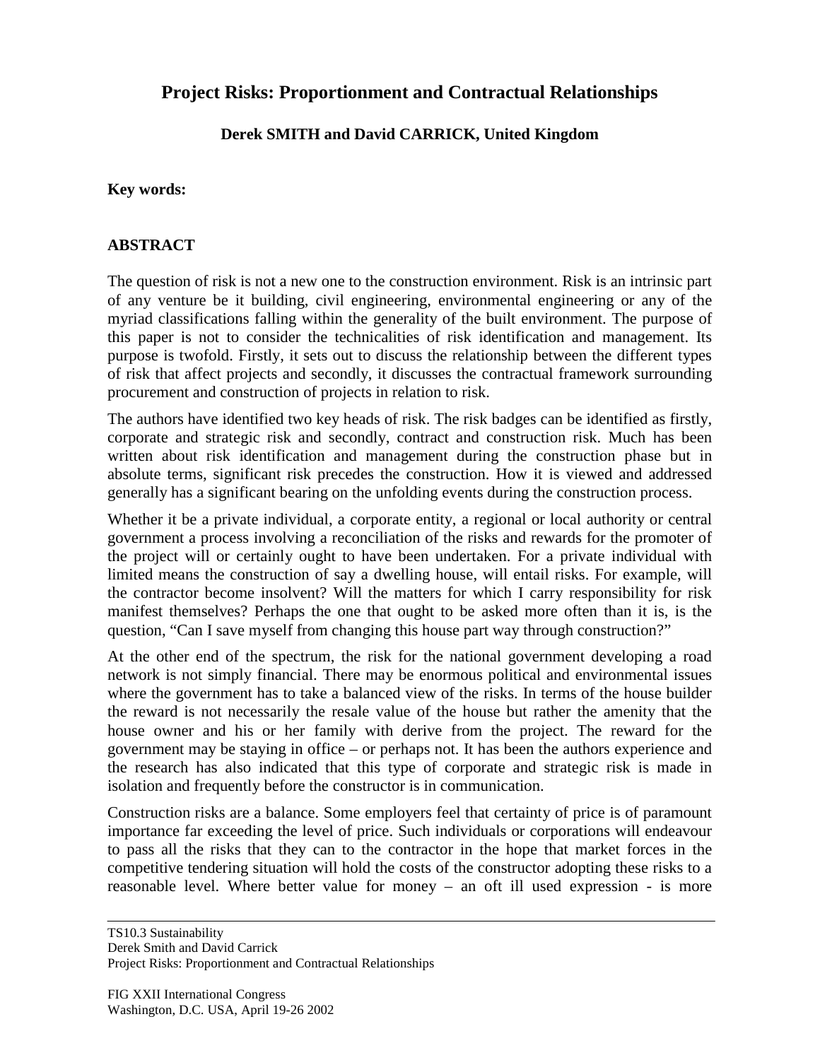# Project Risks: Proportionment and Contractual Relationships

**Derek SMITH and David CARRICK, United Kingdom**

**Key words:**

## ABSTRACT

The question of risk is not a new one to the construction environment. Risk is an intrinsic part of any venture be it building, civil engineering, environmental engineering or any of the myriad classifications falling within the generality of the built environment. The purpose of this paper is not to consider the technicalities of risk identification and management. Its purpose is twofold. Firstly, it sets out to discuss the relationship between the different types of risk that affect projects and secondly, it discusses the contractual framework surrounding procurement and construction of projects in relation to risk.

The authors have identified two key heads of risk. The risk badges can be identified as firstly, corporate and strategic risk and secondly, contract and construction risk. Much has been written about risk identification and management during the construction phase but in absolute terms, significant risk precedes the construction. How it is viewed and addressed generally has a significant bearing on the unfolding events during the construction process.

Whether it be a private individual, a corporate entity, a regional or local authority or central government a process involving a reconciliation of the risks and rewards for the promoter of the project will or certainly ought to have been undertaken. For a private individual with limited means the construction of say a dwelling house, will entail risks. For example, will the contractor become insolvent? Will the matters for which I carry responsibility for risk manifest themselves? Perhaps the one that ought to be asked more often than it is, is the question, "Can I save myself from changing this house part way through construction?"

At the other end of the spectrum, the risk for the national government developing a road network is not simply financial. There may be enormous political and environmental issues where the government has to take a balanced view of the risks. In terms of the house builder the reward is not necessarily the resale value of the house but rather the amenity that the house owner and his or her family with derive from the project. The reward for the government may be staying in office – or perhaps not. It has been the authors experience and the research has also indicated that this type of corporate and strategic risk is made in isolation and frequently before the constructor is in communication.

Construction risks are a balance. Some employers feel that certainty of price is of paramount importance far exceeding the level of price. Such individuals or corporations will endeavour to pass all the risks that they can to the contractor in the hope that market forces in the competitive tendering situation will hold the costs of the constructor adopting these risks to a reasonable level. Where better value for money – an oft ill used expression - is more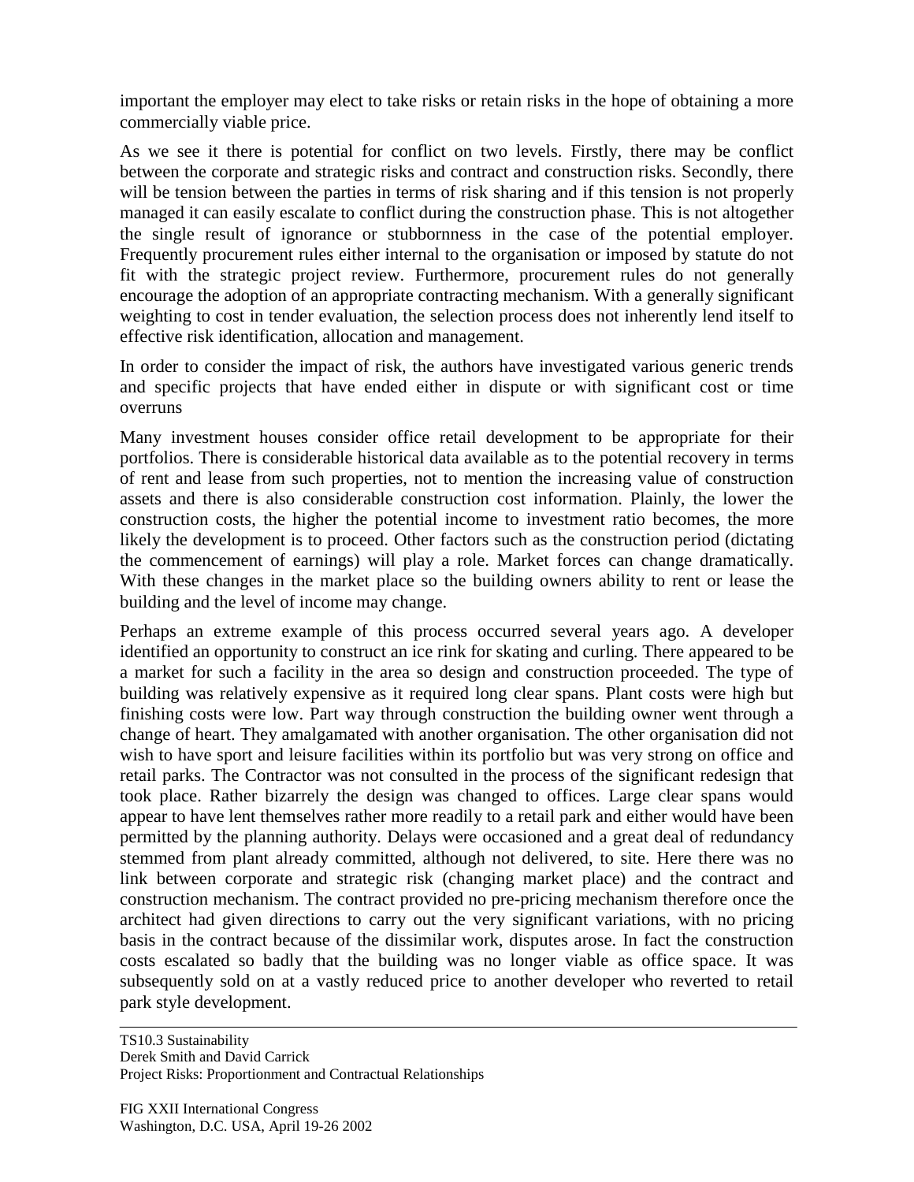important the employer may elect to take risks or retain risks in the hope of obtaining a more commercially viable price.

As we see it there is potential for conflict on two levels. Firstly, there may be conflict between the corporate and strategic risks and contract and construction risks. Secondly, there will be tension between the parties in terms of risk sharing and if this tension is not properly managed it can easily escalate to conflict during the construction phase. This is not altogether the single result of ignorance or stubbornness in the case of the potential employer. Frequently procurement rules either internal to the organisation or imposed by statute do not fit with the strategic project review. Furthermore, procurement rules do not generally encourage the adoption of an appropriate contracting mechanism. With a generally significant weighting to cost in tender evaluation, the selection process does not inherently lend itself to effective risk identification, allocation and management.

In order to consider the impact of risk, the authors have investigated various generic trends and specific projects that have ended either in dispute or with significant cost or time overruns

Many investment houses consider office retail development to be appropriate for their portfolios. There is considerable historical data available as to the potential recovery in terms of rent and lease from such properties, not to mention the increasing value of construction assets and there is also considerable construction cost information. Plainly, the lower the construction costs, the higher the potential income to investment ratio becomes, the more likely the development is to proceed. Other factors such as the construction period (dictating the commencement of earnings) will play a role. Market forces can change dramatically. With these changes in the market place so the building owners ability to rent or lease the building and the level of income may change.

Perhaps an extreme example of this process occurred several years ago. A developer identified an opportunity to construct an ice rink for skating and curling. There appeared to be a market for such a facility in the area so design and construction proceeded. The type of building was relatively expensive as it required long clear spans. Plant costs were high but finishing costs were low. Part way through construction the building owner went through a change of heart. They amalgamated with another organisation. The other organisation did not wish to have sport and leisure facilities within its portfolio but was very strong on office and retail parks. The Contractor was not consulted in the process of the significant redesign that took place. Rather bizarrely the design was changed to offices. Large clear spans would appear to have lent themselves rather more readily to a retail park and either would have been permitted by the planning authority. Delays were occasioned and a great deal of redundancy stemmed from plant already committed, although not delivered, to site. Here there was no link between corporate and strategic risk (changing market place) and the contract and construction mechanism. The contract provided no pre-pricing mechanism therefore once the architect had given directions to carry out the very significant variations, with no pricing basis in the contract because of the dissimilar work, disputes arose. In fact the construction costs escalated so badly that the building was no longer viable as office space. It was subsequently sold on at a vastly reduced price to another developer who reverted to retail park style development.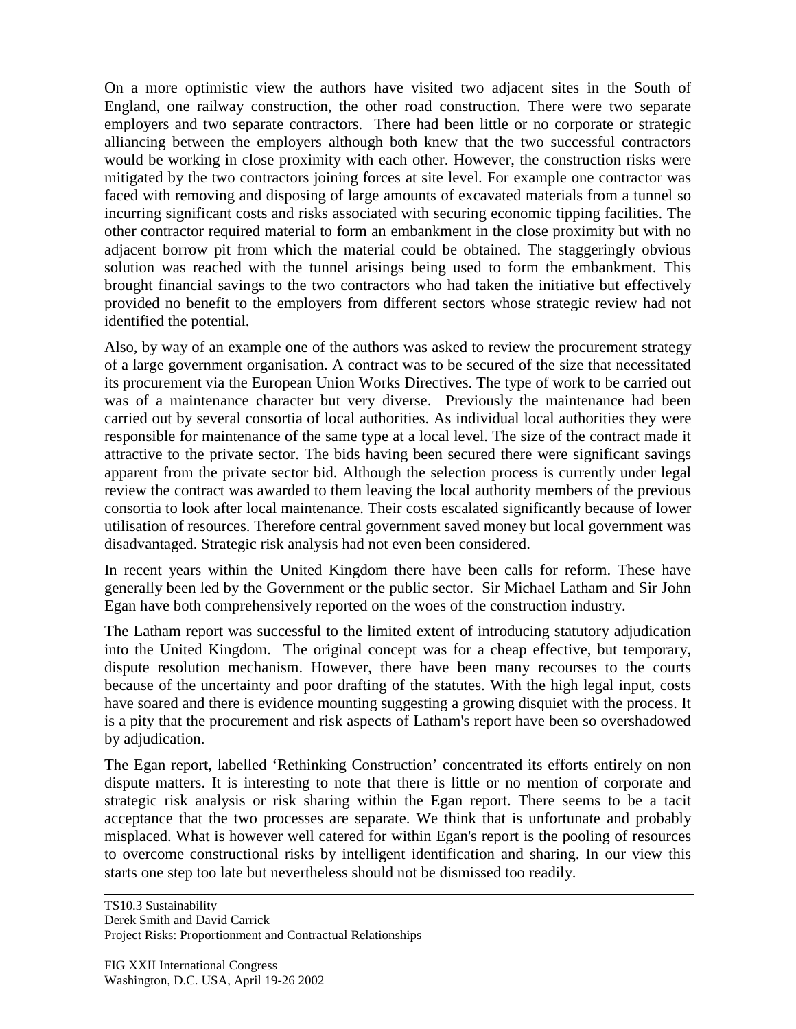On a more optimistic view the authors have visited two adjacent sites in the South of England, one railway construction, the other road construction. There were two separate employers and two separate contractors. There had been little or no corporate or strategic alliancing between the employers although both knew that the two successful contractors would be working in close proximity with each other. However, the construction risks were mitigated by the two contractors joining forces at site level. For example one contractor was faced with removing and disposing of large amounts of excavated materials from a tunnel so incurring significant costs and risks associated with securing economic tipping facilities. The other contractor required material to form an embankment in the close proximity but with no adjacent borrow pit from which the material could be obtained. The staggeringly obvious solution was reached with the tunnel arisings being used to form the embankment. This brought financial savings to the two contractors who had taken the initiative but effectively provided no benefit to the employers from different sectors whose strategic review had not identified the potential.

Also, by way of an example one of the authors was asked to review the procurement strategy of a large government organisation. A contract was to be secured of the size that necessitated its procurement via the European Union Works Directives. The type of work to be carried out was of a maintenance character but very diverse. Previously the maintenance had been carried out by several consortia of local authorities. As individual local authorities they were responsible for maintenance of the same type at a local level. The size of the contract made it attractive to the private sector. The bids having been secured there were significant savings apparent from the private sector bid. Although the selection process is currently under legal review the contract was awarded to them leaving the local authority members of the previous consortia to look after local maintenance. Their costs escalated significantly because of lower utilisation of resources. Therefore central government saved money but local government was disadvantaged. Strategic risk analysis had not even been considered.

In recent years within the United Kingdom there have been calls for reform. These have generally been led by the Government or the public sector. Sir Michael Latham and Sir John Egan have both comprehensively reported on the woes of the construction industry.

The Latham report was successful to the limited extent of introducing statutory adjudication into the United Kingdom. The original concept was for a cheap effective, but temporary, dispute resolution mechanism. However, there have been many recourses to the courts because of the uncertainty and poor drafting of the statutes. With the high legal input, costs have soared and there is evidence mounting suggesting a growing disquiet with the process. It is a pity that the procurement and risk aspects of Latham's report have been so overshadowed by adjudication.

The Egan report, labelled 'Rethinking Construction' concentrated its efforts entirely on non dispute matters. It is interesting to note that there is little or no mention of corporate and strategic risk analysis or risk sharing within the Egan report. There seems to be a tacit acceptance that the two processes are separate. We think that is unfortunate and probably misplaced. What is however well catered for within Egan's report is the pooling of resources to overcome constructional risks by intelligent identification and sharing. In our view this starts one step too late but nevertheless should not be dismissed too readily.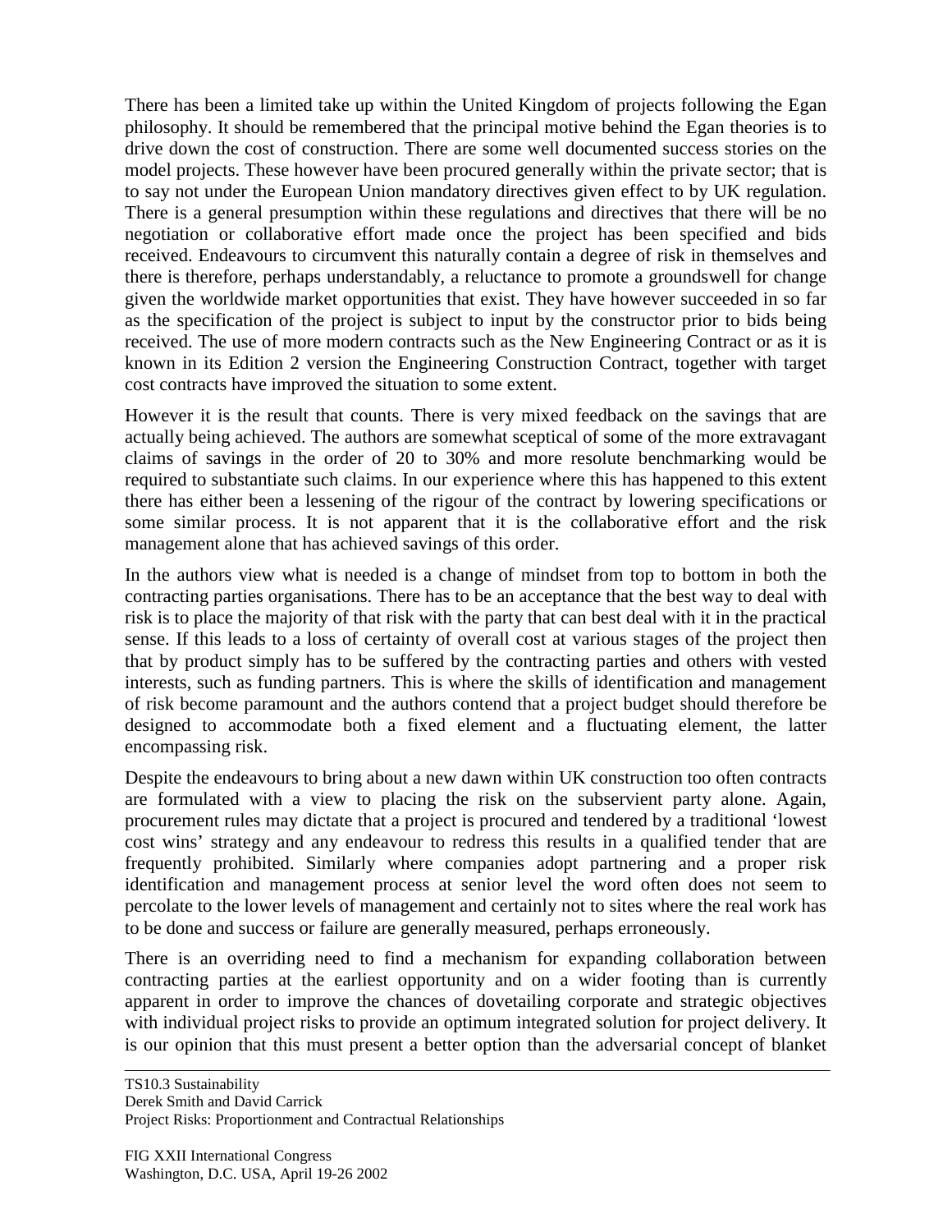There has been a limited take up within the United Kingdom of projects following the Egan philosophy. It should be remembered that the principal motive behind the Egan theories is to drive down the cost of construction. There are some well documented success stories on the model projects. These however have been procured generally within the private sector; that is to say not under the European Union mandatory directives given effect to by UK regulation. There is a general presumption within these regulations and directives that there will be no negotiation or collaborative effort made once the project has been specified and bids received. Endeavours to circumvent this naturally contain a degree of risk in themselves and there is therefore, perhaps understandably, a reluctance to promote a groundswell for change given the worldwide market opportunities that exist. They have however succeeded in so far as the specification of the project is subject to input by the constructor prior to bids being received. The use of more modern contracts such as the New Engineering Contract or as it is known in its Edition 2 version the Engineering Construction Contract, together with target cost contracts have improved the situation to some extent.

However it is the result that counts. There is very mixed feedback on the savings that are actually being achieved. The authors are somewhat sceptical of some of the more extravagant claims of savings in the order of 20 to 30% and more resolute benchmarking would be required to substantiate such claims. In our experience where this has happened to this extent there has either been a lessening of the rigour of the contract by lowering specifications or some similar process. It is not apparent that it is the collaborative effort and the risk management alone that has achieved savings of this order.

In the authors view what is needed is a change of mindset from top to bottom in both the contracting parties organisations. There has to be an acceptance that the best way to deal with risk is to place the majority of that risk with the party that can best deal with it in the practical sense. If this leads to a loss of certainty of overall cost at various stages of the project then that by product simply has to be suffered by the contracting parties and others with vested interests, such as funding partners. This is where the skills of identification and management of risk become paramount and the authors contend that a project budget should therefore be designed to accommodate both a fixed element and a fluctuating element, the latter encompassing risk.

Despite the endeavours to bring about a new dawn within UK construction too often contracts are formulated with a view to placing the risk on the subservient party alone. Again, procurement rules may dictate that a project is procured and tendered by a traditional 'lowest cost wins' strategy and any endeavour to redress this results in a qualified tender that are frequently prohibited. Similarly where companies adopt partnering and a proper risk identification and management process at senior level the word often does not seem to percolate to the lower levels of management and certainly not to sites where the real work has to be done and success or failure are generally measured, perhaps erroneously.

There is an overriding need to find a mechanism for expanding collaboration between contracting parties at the earliest opportunity and on a wider footing than is currently apparent in order to improve the chances of dovetailing corporate and strategic objectives with individual project risks to provide an optimum integrated solution for project delivery. It is our opinion that this must present a better option than the adversarial concept of blanket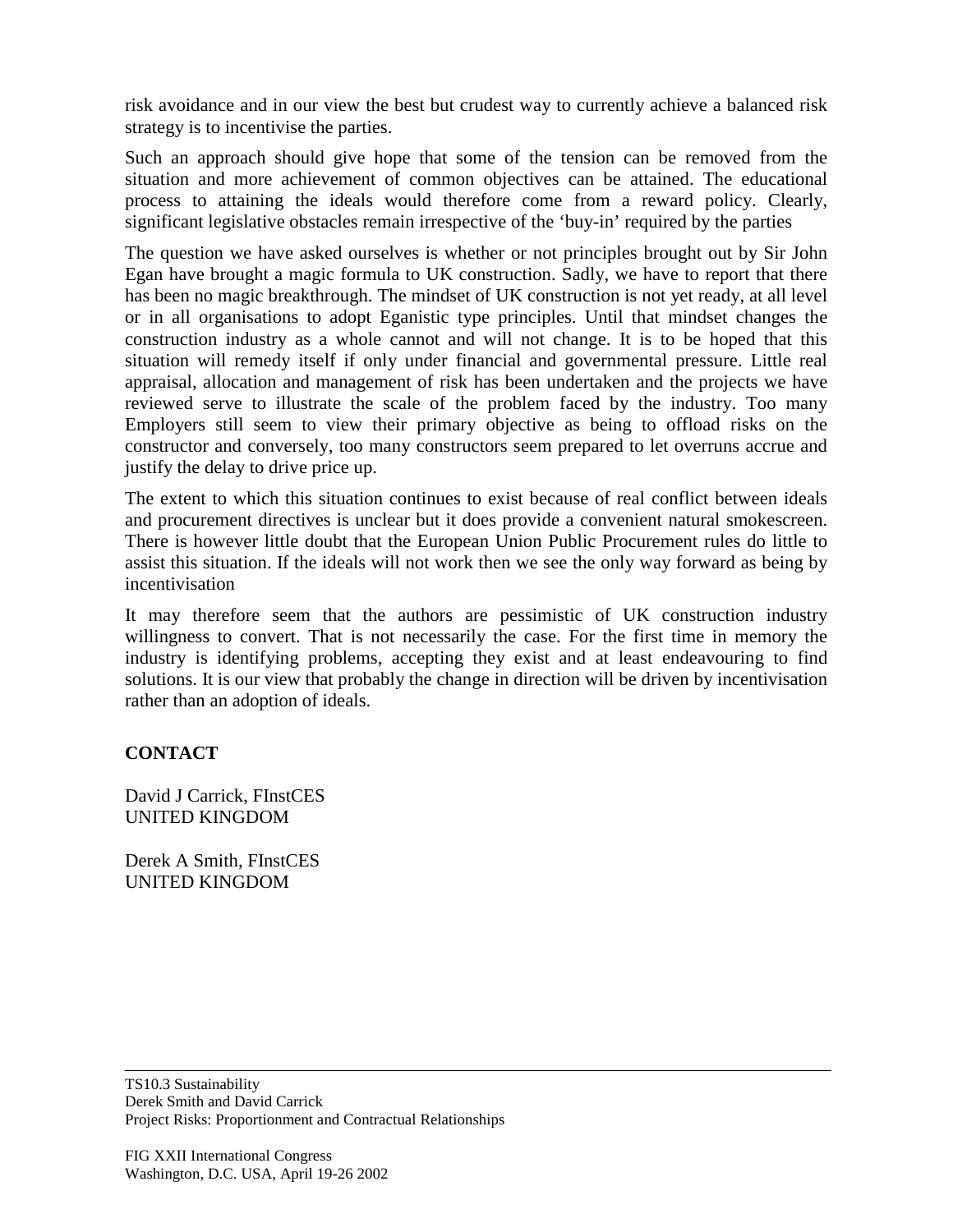risk avoidance and in our view the best but crudest way to currently achieve a balanced risk strategy is to incentivise the parties.

Such an approach should give hope that some of the tension can be removed from the situation and more achievement of common objectives can be attained. The educational process to attaining the ideals would therefore come from a reward policy. Clearly, significant legislative obstacles remain irrespective of the 'buy-in' required by the parties

The question we have asked ourselves is whether or not principles brought out by Sir John Egan have brought a magic formula to UK construction. Sadly, we have to report that there has been no magic breakthrough. The mindset of UK construction is not yet ready, at all level or in all organisations to adopt Eganistic type principles. Until that mindset changes the construction industry as a whole cannot and will not change. It is to be hoped that this situation will remedy itself if only under financial and governmental pressure. Little real appraisal, allocation and management of risk has been undertaken and the projects we have reviewed serve to illustrate the scale of the problem faced by the industry. Too many Employers still seem to view their primary objective as being to offload risks on the constructor and conversely, too many constructors seem prepared to let overruns accrue and justify the delay to drive price up.

The extent to which this situation continues to exist because of real conflict between ideals and procurement directives is unclear but it does provide a convenient natural smokescreen. There is however little doubt that the European Union Public Procurement rules do little to assist this situation. If the ideals will not work then we see the only way forward as being by incentivisation

It may therefore seem that the authors are pessimistic of UK construction industry willingness to convert. That is not necessarily the case. For the first time in memory the industry is identifying problems, accepting they exist and at least endeavouring to find solutions. It is our view that probably the change in direction will be driven by incentivisation rather than an adoption of ideals.

## CONTACT

David J Carrick, FInstCES
UNITED KINGDOM

Derek A Smith, FInstCES
UNITED KINGDOM